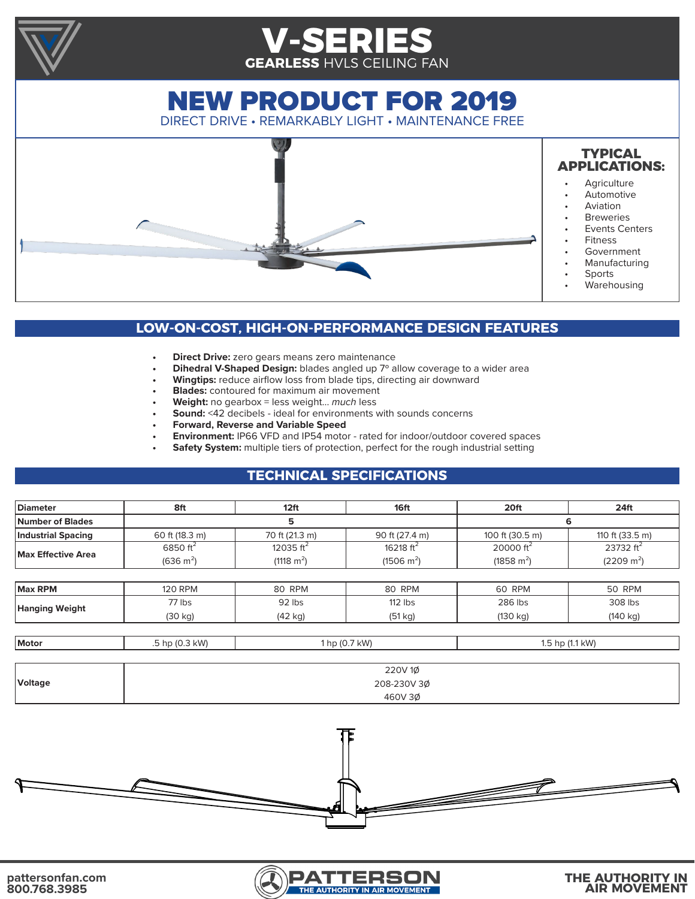# V-SERIES

**GEARLESS** HVLS CEILING FAN

## NEW PRODUCT FOR 2019

DIRECT DRIVE • REMARKABLY LIGHT • MAINTENANCE FREE

### TYPICAL APPLICATIONS:

- Agriculture
- Automotive
- Aviation
- Breweries
- Events Centers
- Fitness
- Government
- Manufacturing
- Sports
- Warehousing

## LOW-ON-COST, HIGH-ON-PERFORMANCE DESIGN FEATURES

- **Direct Drive:** zero gears means zero maintenance
- **Dihedral V-Shaped Design:** blades angled up 7° allow coverage to a wider area
- **Wingtips:** reduce airflow loss from blade tips, directing air downward
- **Blades:** contoured for maximum air movement
- **Weight:** no gearbox = less weight... *much* less
- **Sound:** <42 decibels - ideal for environments with sounds concerns
- **Forward, Reverse and Variable Speed**
- **Environment:** IP66 VFD and IP54 motor - rated for indoor/outdoor covered spaces
- **Safety System:** multiple tiers of protection, perfect for the rough industrial setting

## TECHNICAL SPECIFICATIONS

| Diameter | 8ft | 12ft | 16ft | 20ft | 24ft |
|---|---|---|---|---|---|
| Number of Blades | 5 | | | 6 | |
| Industrial Spacing | 60 ft (18.3 m) | 70 ft (21.3 m) | 90 ft (27.4 m) | 100 ft (30.5 m) | 110 ft (33.5 m) |
| Max Effective Area | 6850 $ft^2$ ($636\ m^2$) | 12035 $ft^2$ ($1118\ m^2$) | 16218 $ft^2$ ($1506\ m^2$) | 20000 $ft^2$ ($1858\ m^2$) | 23732 $ft^2$ ($2209\ m^2$) |
| Max RPM | 120 RPM | 80 RPM | 80 RPM | 60 RPM | 50 RPM |
| Hanging Weight | 77 lbs (30 kg) | 92 lbs (42 kg) | 112 lbs (51 kg) | 286 lbs (130 kg) | 308 lbs (140 kg) |
| Motor | .5 hp (0.3 kW) | 1 hp (0.7 kW) | | 1.5 hp (1.1 kW) | |
| Voltage | 220V 1Ø<br>208-230V 3Ø<br>460V 3Ø | | | | |

pattersonfan.com
800.768.3985

PATTERSON — THE AUTHORITY IN AIR MOVEMENT

THE AUTHORITY IN AIR MOVEMENT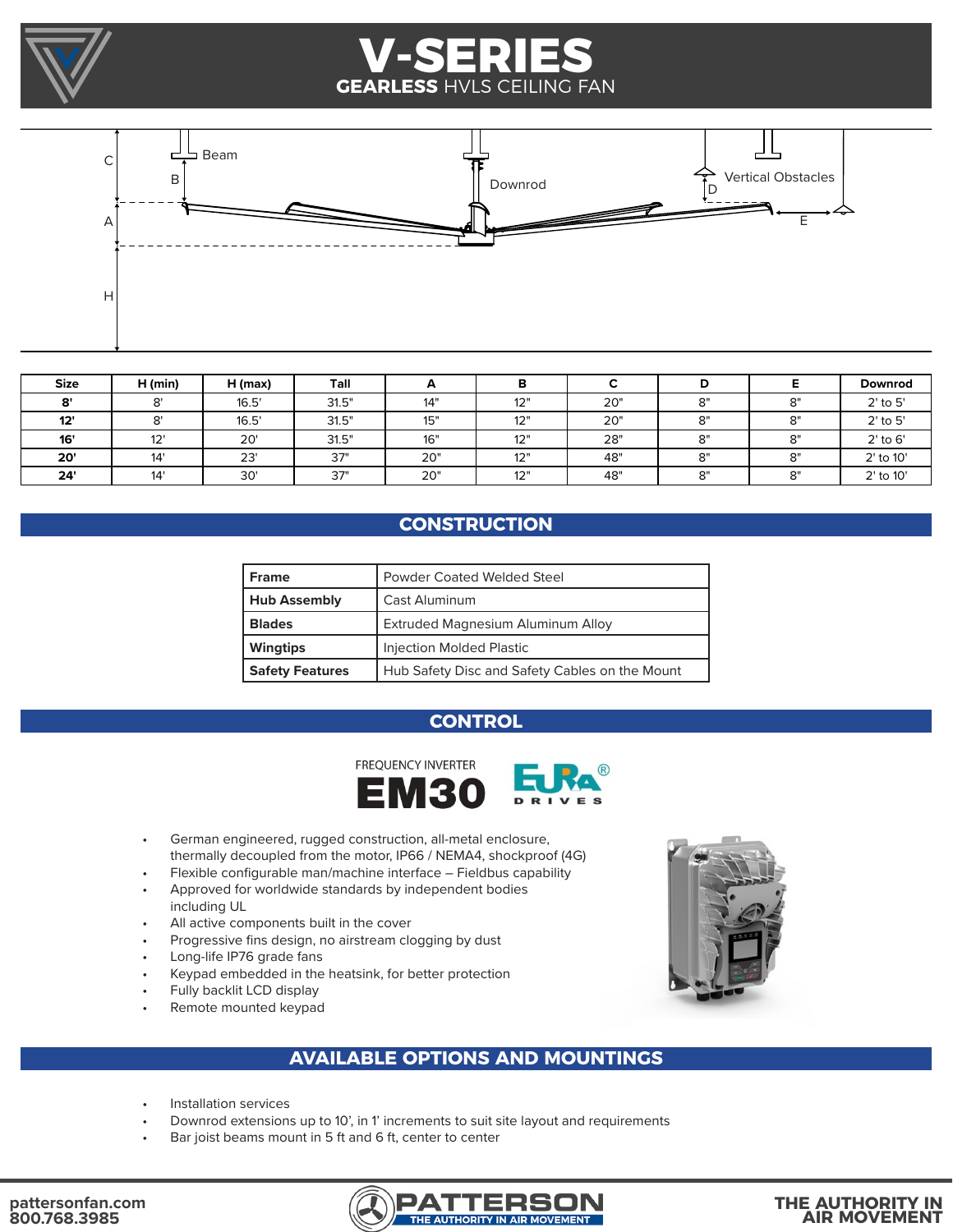# V-SERIES

## GEARLESS HVLS CEILING FAN

C
B
Beam
A
H
Downrod
Vertical Obstacles
D
E

| Size | H (min) | H (max) | Tall | A | B | C | D | E | Downrod |
|---|---|---|---|---|---|---|---|---|---|
| **8'** | 8' | 16.5' | 31.5" | 14" | 12" | 20" | 8" | 8" | 2' to 5' |
| **12'** | 8' | 16.5' | 31.5" | 15" | 12" | 20" | 8" | 8" | 2' to 5' |
| **16'** | 12' | 20' | 31.5" | 16" | 12" | 28" | 8" | 8" | 2' to 6' |
| **20'** | 14' | 23' | 37" | 20" | 12" | 48" | 8" | 8" | 2' to 10' |
| **24'** | 14' | 30' | 37" | 20" | 12" | 48" | 8" | 8" | 2' to 10' |

## CONSTRUCTION

| | |
|---|---|
| **Frame** | Powder Coated Welded Steel |
| **Hub Assembly** | Cast Aluminum |
| **Blades** | Extruded Magnesium Aluminum Alloy |
| **Wingtips** | Injection Molded Plastic |
| **Safety Features** | Hub Safety Disc and Safety Cables on the Mount |

## CONTROL

FREQUENCY INVERTER
**EM30** EURA® DRIVES

- German engineered, rugged construction, all-metal enclosure, thermally decoupled from the motor, IP66 / NEMA4, shockproof (4G)
- Flexible configurable man/machine interface – Fieldbus capability
- Approved for worldwide standards by independent bodies including UL
- All active components built in the cover
- Progressive fins design, no airstream clogging by dust
- Long-life IP76 grade fans
- Keypad embedded in the heatsink, for better protection
- Fully backlit LCD display
- Remote mounted keypad

## AVAILABLE OPTIONS AND MOUNTINGS

- Installation services
- Downrod extensions up to 10', in 1' increments to suit site layout and requirements
- Bar joist beams mount in 5 ft and 6 ft, center to center

pattersonfan.com
800.768.3985

PATTERSON — THE AUTHORITY IN AIR MOVEMENT

THE AUTHORITY IN AIR MOVEMENT